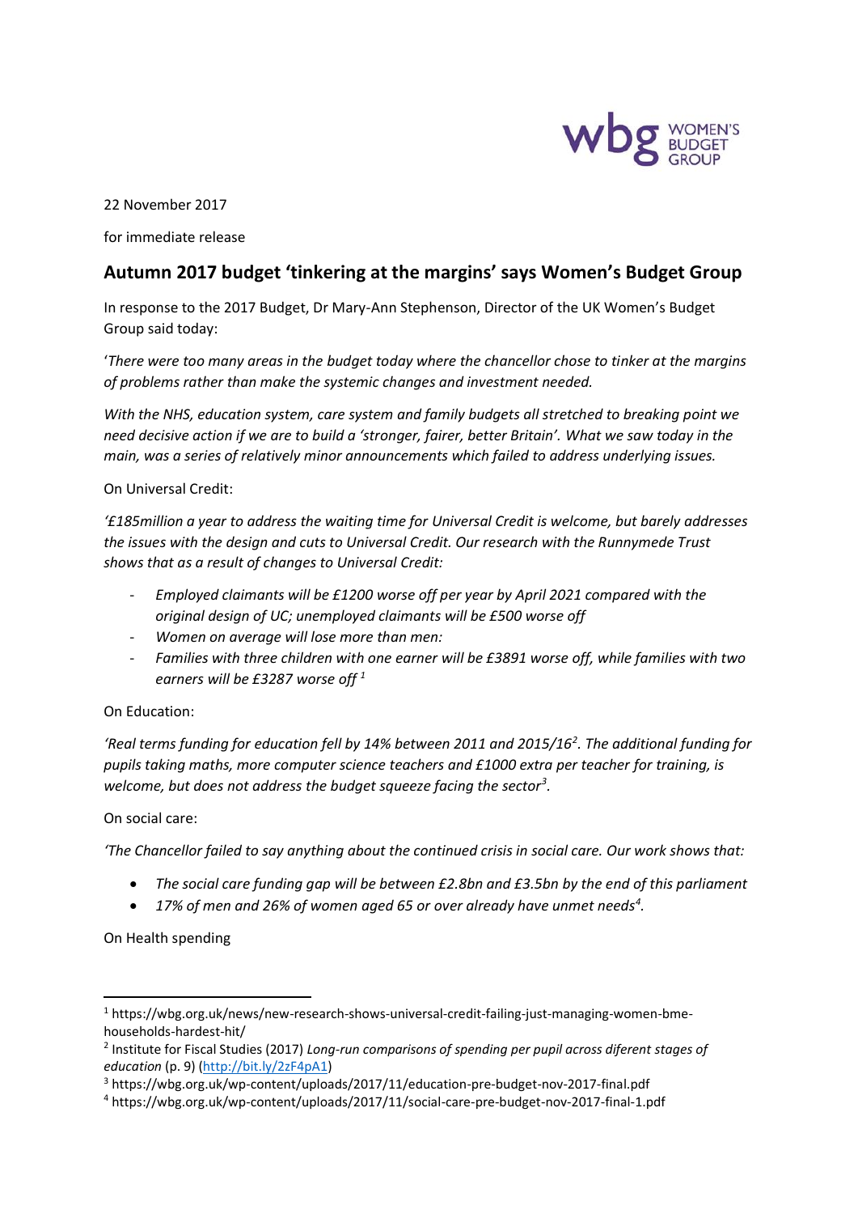22 November 2017

for immediate release

# Autumn 2017 budget 'tinkering at the margins' says Women's Budget Group

In response to the 2017 Budget, Dr Mary-Ann Stephenson, Director of the UK Women's Budget Group said today:

'*There were too many areas in the budget today where the chancellor chose to tinker at the margins of problems rather than make the systemic changes and investment needed.*

*With the NHS, education system, care system and family budgets all stretched to breaking point we need decisive action if we are to build a 'stronger, fairer, better Britain'. What we saw today in the main, was a series of relatively minor announcements which failed to address underlying issues.*

On Universal Credit:

*'£185million a year to address the waiting time for Universal Credit is welcome, but barely addresses the issues with the design and cuts to Universal Credit. Our research with the Runnymede Trust shows that as a result of changes to Universal Credit:*

- *Employed claimants will be £1200 worse off per year by April 2021 compared with the original design of UC; unemployed claimants will be £500 worse off*
- *Women on average will lose more than men:*
- *Families with three children with one earner will be £3891 worse off, while families with two earners will be £3287 worse off* [1]

On Education:

*'Real terms funding for education fell by 14% between 2011 and 2015/16*[2]*. The additional funding for pupils taking maths, more computer science teachers and £1000 extra per teacher for training, is welcome, but does not address the budget squeeze facing the sector*[3]*.*

On social care:

*'The Chancellor failed to say anything about the continued crisis in social care. Our work shows that:*

- *The social care funding gap will be between £2.8bn and £3.5bn by the end of this parliament*
- *17% of men and 26% of women aged 65 or over already have unmet needs*[4]*.*

On Health spending

---

[1] https://wbg.org.uk/news/new-research-shows-universal-credit-failing-just-managing-women-bme-households-hardest-hit/

[2] Institute for Fiscal Studies (2017) *Long-run comparisons of spending per pupil across diferent stages of education* (p. 9) (http://bit.ly/2zF4pA1)

[3] https://wbg.org.uk/wp-content/uploads/2017/11/education-pre-budget-nov-2017-final.pdf

[4] https://wbg.org.uk/wp-content/uploads/2017/11/social-care-pre-budget-nov-2017-final-1.pdf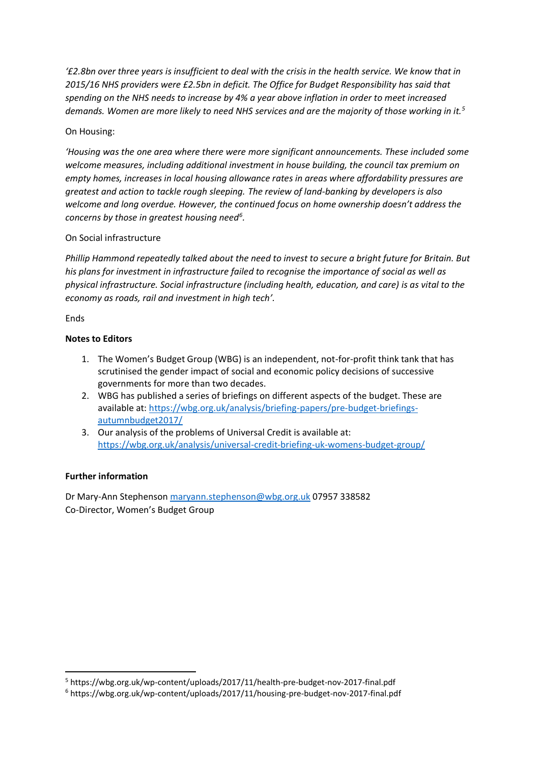*'£2.8bn over three years is insufficient to deal with the crisis in the health service. We know that in 2015/16 NHS providers were £2.5bn in deficit. The Office for Budget Responsibility has said that spending on the NHS needs to increase by 4% a year above inflation in order to meet increased demands. Women are more likely to need NHS services and are the majority of those working in it.*[5]

On Housing:

*'Housing was the one area where there were more significant announcements. These included some welcome measures, including additional investment in house building, the council tax premium on empty homes, increases in local housing allowance rates in areas where affordability pressures are greatest and action to tackle rough sleeping. The review of land-banking by developers is also welcome and long overdue. However, the continued focus on home ownership doesn't address the concerns by those in greatest housing need*[6]*.*

On Social infrastructure

*Phillip Hammond repeatedly talked about the need to invest to secure a bright future for Britain. But his plans for investment in infrastructure failed to recognise the importance of social as well as physical infrastructure. Social infrastructure (including health, education, and care) is as vital to the economy as roads, rail and investment in high tech'.*

Ends

**Notes to Editors**

1. The Women's Budget Group (WBG) is an independent, not-for-profit think tank that has scrutinised the gender impact of social and economic policy decisions of successive governments for more than two decades.
2. WBG has published a series of briefings on different aspects of the budget. These are available at: https://wbg.org.uk/analysis/briefing-papers/pre-budget-briefings-autumnbudget2017/
3. Our analysis of the problems of Universal Credit is available at: https://wbg.org.uk/analysis/universal-credit-briefing-uk-womens-budget-group/

**Further information**

Dr Mary-Ann Stephenson maryann.stephenson@wbg.org.uk 07957 338582
Co-Director, Women's Budget Group

[5] https://wbg.org.uk/wp-content/uploads/2017/11/health-pre-budget-nov-2017-final.pdf
[6] https://wbg.org.uk/wp-content/uploads/2017/11/housing-pre-budget-nov-2017-final.pdf